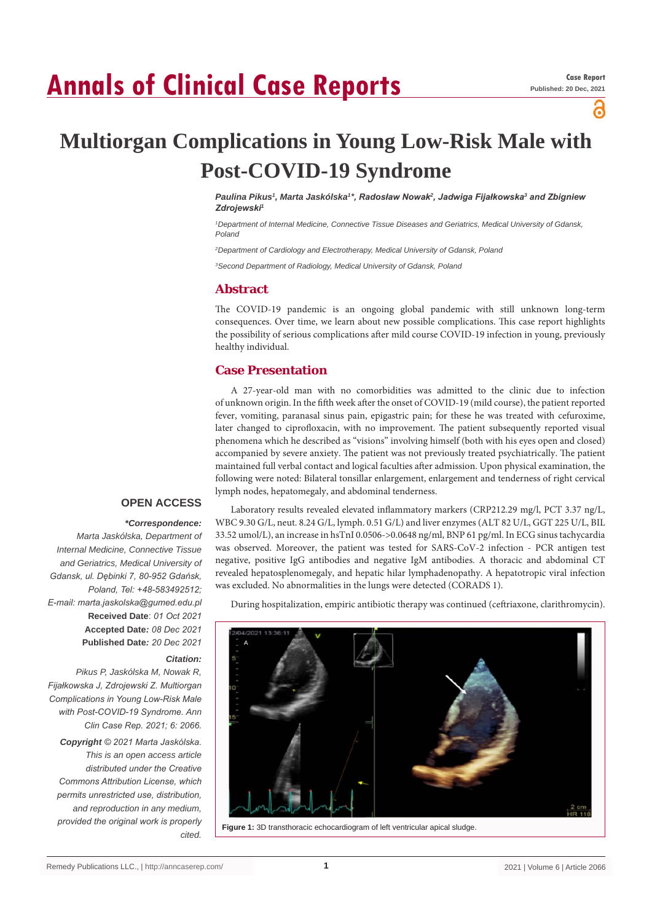# Multiorgan Complications in Young Low-Risk Male with Post-COVID-19 Syndrome

***Paulina Pikus*[1], *Marta Jaskólska*[1]*, *Radosław Nowak*[2], *Jadwiga Fijałkowska*[3] *and Zbigniew Zdrojewski*[1]**

[1]*Department of Internal Medicine, Connective Tissue Diseases and Geriatrics, Medical University of Gdansk, Poland*

[2]*Department of Cardiology and Electrotherapy, Medical University of Gdansk, Poland*

[3]*Second Department of Radiology, Medical University of Gdansk, Poland*

## Abstract

The COVID-19 pandemic is an ongoing global pandemic with still unknown long-term consequences. Over time, we learn about new possible complications. This case report highlights the possibility of serious complications after mild course COVID-19 infection in young, previously healthy individual.

## Case Presentation

A 27-year-old man with no comorbidities was admitted to the clinic due to infection of unknown origin. In the fifth week after the onset of COVID-19 (mild course), the patient reported fever, vomiting, paranasal sinus pain, epigastric pain; for these he was treated with cefuroxime, later changed to ciprofloxacin, with no improvement. The patient subsequently reported visual phenomena which he described as "visions" involving himself (both with his eyes open and closed) accompanied by severe anxiety. The patient was not previously treated psychiatrically. The patient maintained full verbal contact and logical faculties after admission. Upon physical examination, the following were noted: Bilateral tonsillar enlargement, enlargement and tenderness of right cervical lymph nodes, hepatomegaly, and abdominal tenderness.

Laboratory results revealed elevated inflammatory markers (CRP212.29 mg/l, PCT 3.37 ng/L, WBC 9.30 G/L, neut. 8.24 G/L, lymph. 0.51 G/L) and liver enzymes (ALT 82 U/L, GGT 225 U/L, BIL 33.52 umol/L), an increase in hsTnI 0.0506->0.0648 ng/ml, BNP 61 pg/ml. In ECG sinus tachycardia was observed. Moreover, the patient was tested for SARS-CoV-2 infection - PCR antigen test negative, positive IgG antibodies and negative IgM antibodies. A thoracic and abdominal CT revealed hepatosplenomegaly, and hepatic hilar lymphadenopathy. A hepatotropic viral infection was excluded. No abnormalities in the lungs were detected (CORADS 1).

During hospitalization, empiric antibiotic therapy was continued (ceftriaxone, clarithromycin).

**Figure 1:** 3D transthoracic echocardiogram of left ventricular apical sludge.

**OPEN ACCESS**

***Correspondence:**
*Marta Jaskólska, Department of Internal Medicine, Connective Tissue and Geriatrics, Medical University of Gdansk, ul. Dębinki 7, 80-952 Gdańsk, Poland, Tel: +48-583492512; E-mail: marta.jaskolska@gumed.edu.pl*

**Received Date**: *01 Oct 2021*
**Accepted Date**: *08 Dec 2021*
**Published Date**: *20 Dec 2021*

***Citation:***
*Pikus P, Jaskólska M, Nowak R, Fijałkowska J, Zdrojewski Z. Multiorgan Complications in Young Low-Risk Male with Post-COVID-19 Syndrome. Ann Clin Case Rep. 2021; 6: 2066.*

***Copyright*** *© 2021 Marta Jaskólska. This is an open access article distributed under the Creative Commons Attribution License, which permits unrestricted use, distribution, and reproduction in any medium, provided the original work is properly cited.*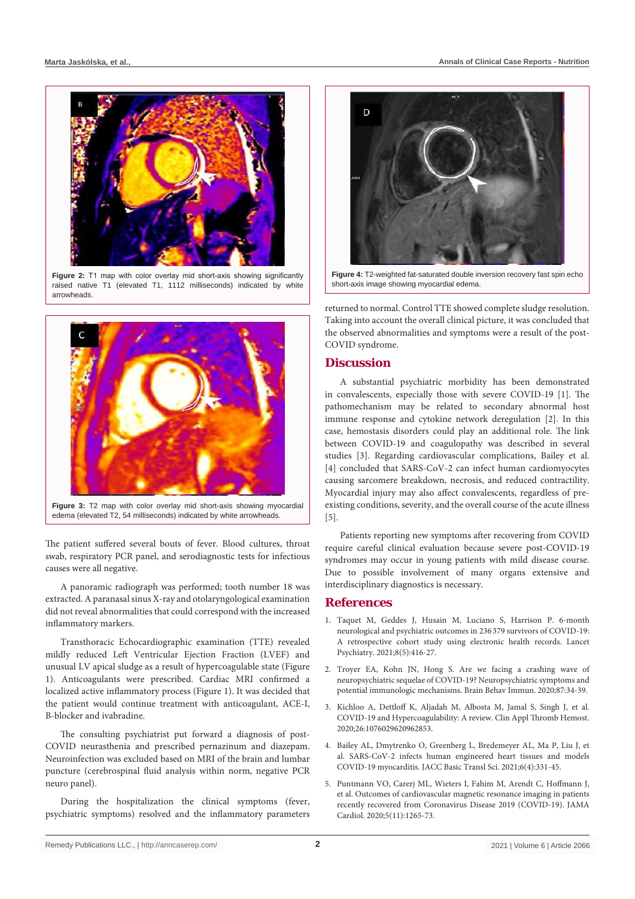Figure 2: T1 map with color overlay mid short-axis showing significantly raised native T1 (elevated T1, 1112 milliseconds) indicated by white arrowheads.

Figure 3: T2 map with color overlay mid short-axis showing myocardial edema (elevated T2, 54 milliseconds) indicated by white arrowheads.

The patient suffered several bouts of fever. Blood cultures, throat swab, respiratory PCR panel, and serodiagnostic tests for infectious causes were all negative.

A panoramic radiograph was performed; tooth number 18 was extracted. A paranasal sinus X-ray and otolaryngological examination did not reveal abnormalities that could correspond with the increased inflammatory markers.

Transthoracic Echocardiographic examination (TTE) revealed mildly reduced Left Ventricular Ejection Fraction (LVEF) and unusual LV apical sludge as a result of hypercoagulable state (Figure 1). Anticoagulants were prescribed. Cardiac MRI confirmed a localized active inflammatory process (Figure 1). It was decided that the patient would continue treatment with anticoagulant, ACE-I, B-blocker and ivabradine.

The consulting psychiatrist put forward a diagnosis of post-COVID neurasthenia and prescribed pernazinum and diazepam. Neuroinfection was excluded based on MRI of the brain and lumbar puncture (cerebrospinal fluid analysis within norm, negative PCR neuro panel).

During the hospitalization the clinical symptoms (fever, psychiatric symptoms) resolved and the inflammatory parameters returned to normal. Control TTE showed complete sludge resolution. Taking into account the overall clinical picture, it was concluded that the observed abnormalities and symptoms were a result of the post-COVID syndrome.

Figure 4: T2-weighted fat-saturated double inversion recovery fast spin echo short-axis image showing myocardial edema.

## Discussion

A substantial psychiatric morbidity has been demonstrated in convalescents, especially those with severe COVID-19 [1]. The pathomechanism may be related to secondary abnormal host immune response and cytokine network deregulation [2]. In this case, hemostasis disorders could play an additional role. The link between COVID-19 and coagulopathy was described in several studies [3]. Regarding cardiovascular complications, Bailey et al. [4] concluded that SARS-CoV-2 can infect human cardiomyocytes causing sarcomere breakdown, necrosis, and reduced contractility. Myocardial injury may also affect convalescents, regardless of pre-existing conditions, severity, and the overall course of the acute illness [5].

Patients reporting new symptoms after recovering from COVID require careful clinical evaluation because severe post-COVID-19 syndromes may occur in young patients with mild disease course. Due to possible involvement of many organs extensive and interdisciplinary diagnostics is necessary.

## References

1. Taquet M, Geddes J, Husain M, Luciano S, Harrison P. 6-month neurological and psychiatric outcomes in 236 379 survivors of COVID-19: A retrospective cohort study using electronic health records. Lancet Psychiatry. 2021;8(5):416-27.
2. Troyer EA, Kohn JN, Hong S. Are we facing a crashing wave of neuropsychiatric sequelae of COVID-19? Neuropsychiatric symptoms and potential immunologic mechanisms. Brain Behav Immun. 2020;87:34-39.
3. Kichloo A, Dettloff K, Aljadah M, Albosta M, Jamal S, Singh J, et al. COVID-19 and Hypercoagulability: A review. Clin Appl Thromb Hemost. 2020;26:1076029620962853.
4. Bailey AL, Dmytrenko O, Greenberg L, Bredemeyer AL, Ma P, Liu J, et al. SARS-CoV-2 infects human engineered heart tissues and models COVID-19 myocarditis. JACC Basic Transl Sci. 2021;6(4):331-45.
5. Puntmann VO, Carerj ML, Wieters I, Fahim M, Arendt C, Hoffmann J, et al. Outcomes of cardiovascular magnetic resonance imaging in patients recently recovered from Coronavirus Disease 2019 (COVID-19). JAMA Cardiol. 2020;5(11):1265-73.